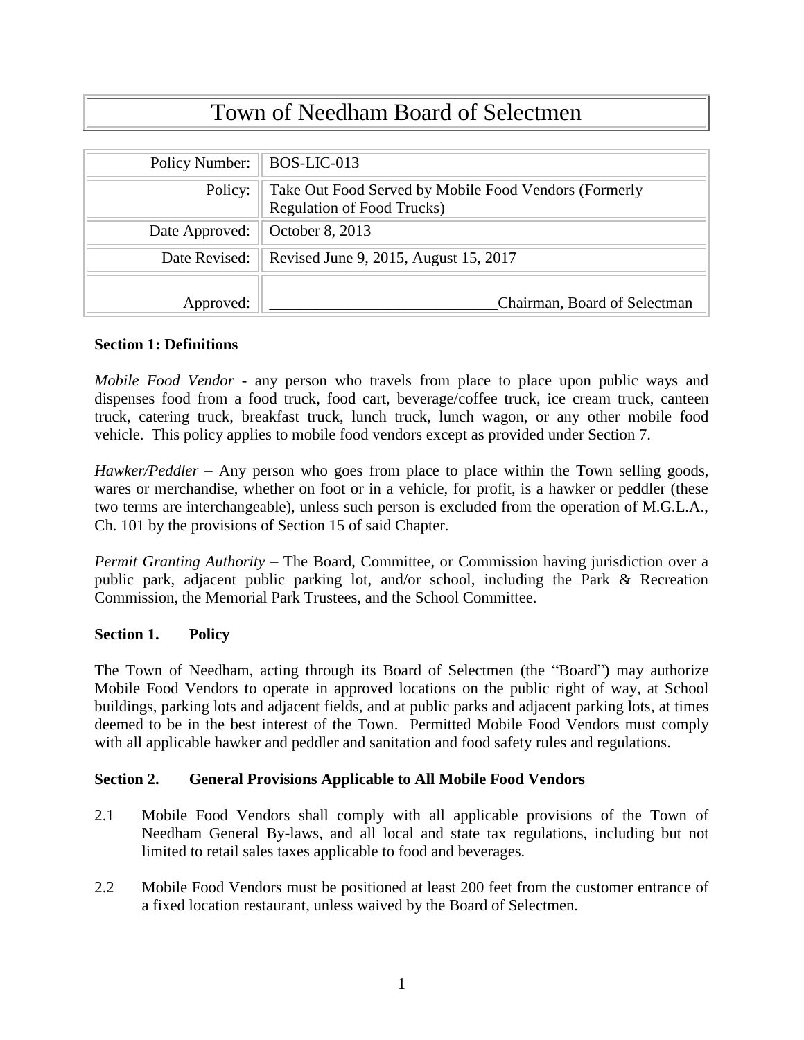# Town of Needham Board of Selectmen

| | |
|---|---|
| Policy Number: | BOS-LIC-013 |
| Policy: | Take Out Food Served by Mobile Food Vendors (Formerly Regulation of Food Trucks) |
| Date Approved: | October 8, 2013 |
| Date Revised: | Revised June 9, 2015, August 15, 2017 |
| Approved: | ____________________________Chairman, Board of Selectman |

**Section 1: Definitions**

*Mobile Food Vendor* - any person who travels from place to place upon public ways and dispenses food from a food truck, food cart, beverage/coffee truck, ice cream truck, canteen truck, catering truck, breakfast truck, lunch truck, lunch wagon, or any other mobile food vehicle. This policy applies to mobile food vendors except as provided under Section 7.

*Hawker/Peddler* – Any person who goes from place to place within the Town selling goods, wares or merchandise, whether on foot or in a vehicle, for profit, is a hawker or peddler (these two terms are interchangeable), unless such person is excluded from the operation of M.G.L.A., Ch. 101 by the provisions of Section 15 of said Chapter.

*Permit Granting Authority* – The Board, Committee, or Commission having jurisdiction over a public park, adjacent public parking lot, and/or school, including the Park & Recreation Commission, the Memorial Park Trustees, and the School Committee.

**Section 1. Policy**

The Town of Needham, acting through its Board of Selectmen (the "Board") may authorize Mobile Food Vendors to operate in approved locations on the public right of way, at School buildings, parking lots and adjacent fields, and at public parks and adjacent parking lots, at times deemed to be in the best interest of the Town. Permitted Mobile Food Vendors must comply with all applicable hawker and peddler and sanitation and food safety rules and regulations.

**Section 2. General Provisions Applicable to All Mobile Food Vendors**

2.1 Mobile Food Vendors shall comply with all applicable provisions of the Town of Needham General By-laws, and all local and state tax regulations, including but not limited to retail sales taxes applicable to food and beverages.

2.2 Mobile Food Vendors must be positioned at least 200 feet from the customer entrance of a fixed location restaurant, unless waived by the Board of Selectmen.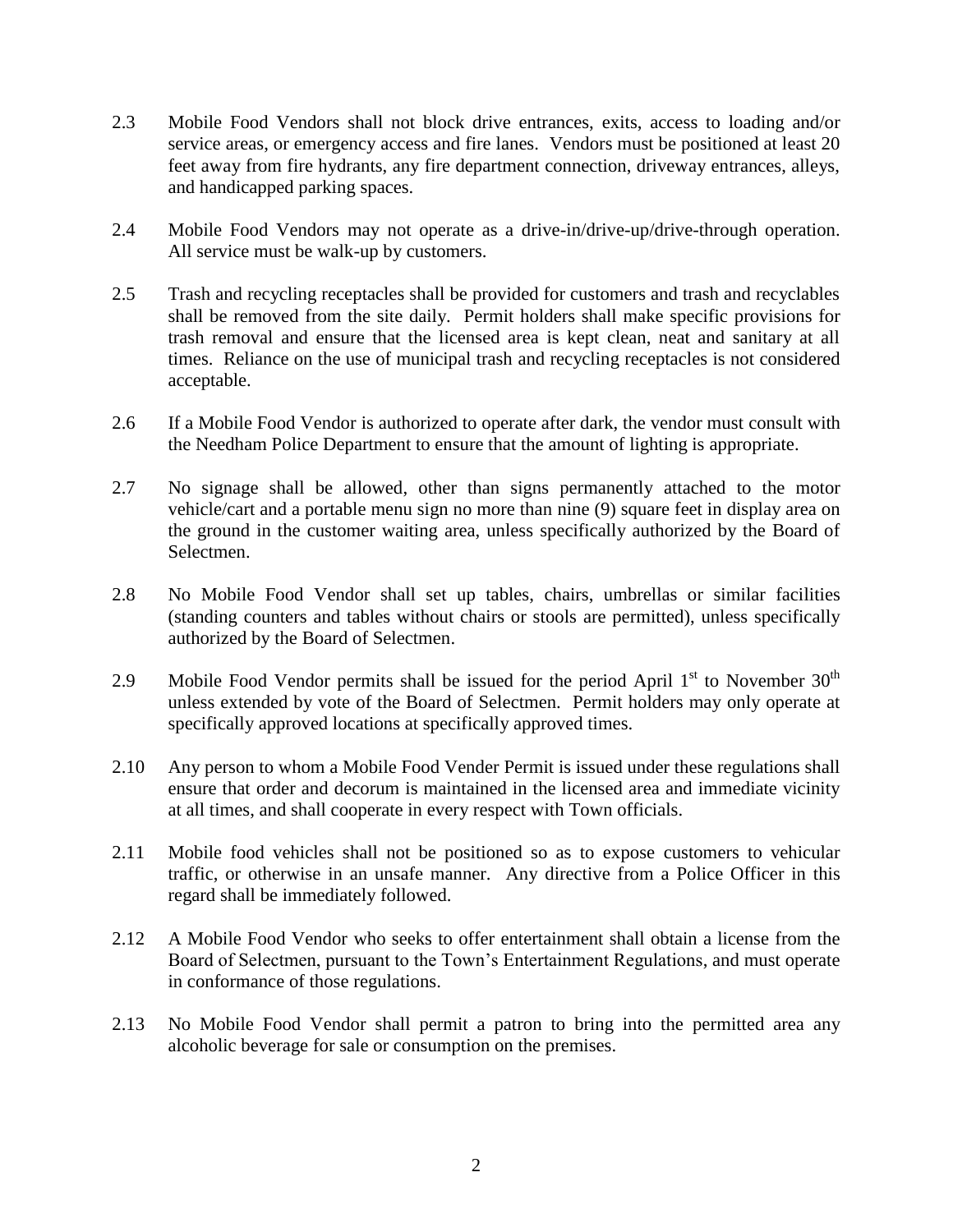2.3 Mobile Food Vendors shall not block drive entrances, exits, access to loading and/or service areas, or emergency access and fire lanes. Vendors must be positioned at least 20 feet away from fire hydrants, any fire department connection, driveway entrances, alleys, and handicapped parking spaces.

2.4 Mobile Food Vendors may not operate as a drive-in/drive-up/drive-through operation. All service must be walk-up by customers.

2.5 Trash and recycling receptacles shall be provided for customers and trash and recyclables shall be removed from the site daily. Permit holders shall make specific provisions for trash removal and ensure that the licensed area is kept clean, neat and sanitary at all times. Reliance on the use of municipal trash and recycling receptacles is not considered acceptable.

2.6 If a Mobile Food Vendor is authorized to operate after dark, the vendor must consult with the Needham Police Department to ensure that the amount of lighting is appropriate.

2.7 No signage shall be allowed, other than signs permanently attached to the motor vehicle/cart and a portable menu sign no more than nine (9) square feet in display area on the ground in the customer waiting area, unless specifically authorized by the Board of Selectmen.

2.8 No Mobile Food Vendor shall set up tables, chairs, umbrellas or similar facilities (standing counters and tables without chairs or stools are permitted), unless specifically authorized by the Board of Selectmen.

2.9 Mobile Food Vendor permits shall be issued for the period April 1st to November 30th unless extended by vote of the Board of Selectmen. Permit holders may only operate at specifically approved locations at specifically approved times.

2.10 Any person to whom a Mobile Food Vender Permit is issued under these regulations shall ensure that order and decorum is maintained in the licensed area and immediate vicinity at all times, and shall cooperate in every respect with Town officials.

2.11 Mobile food vehicles shall not be positioned so as to expose customers to vehicular traffic, or otherwise in an unsafe manner. Any directive from a Police Officer in this regard shall be immediately followed.

2.12 A Mobile Food Vendor who seeks to offer entertainment shall obtain a license from the Board of Selectmen, pursuant to the Town's Entertainment Regulations, and must operate in conformance of those regulations.

2.13 No Mobile Food Vendor shall permit a patron to bring into the permitted area any alcoholic beverage for sale or consumption on the premises.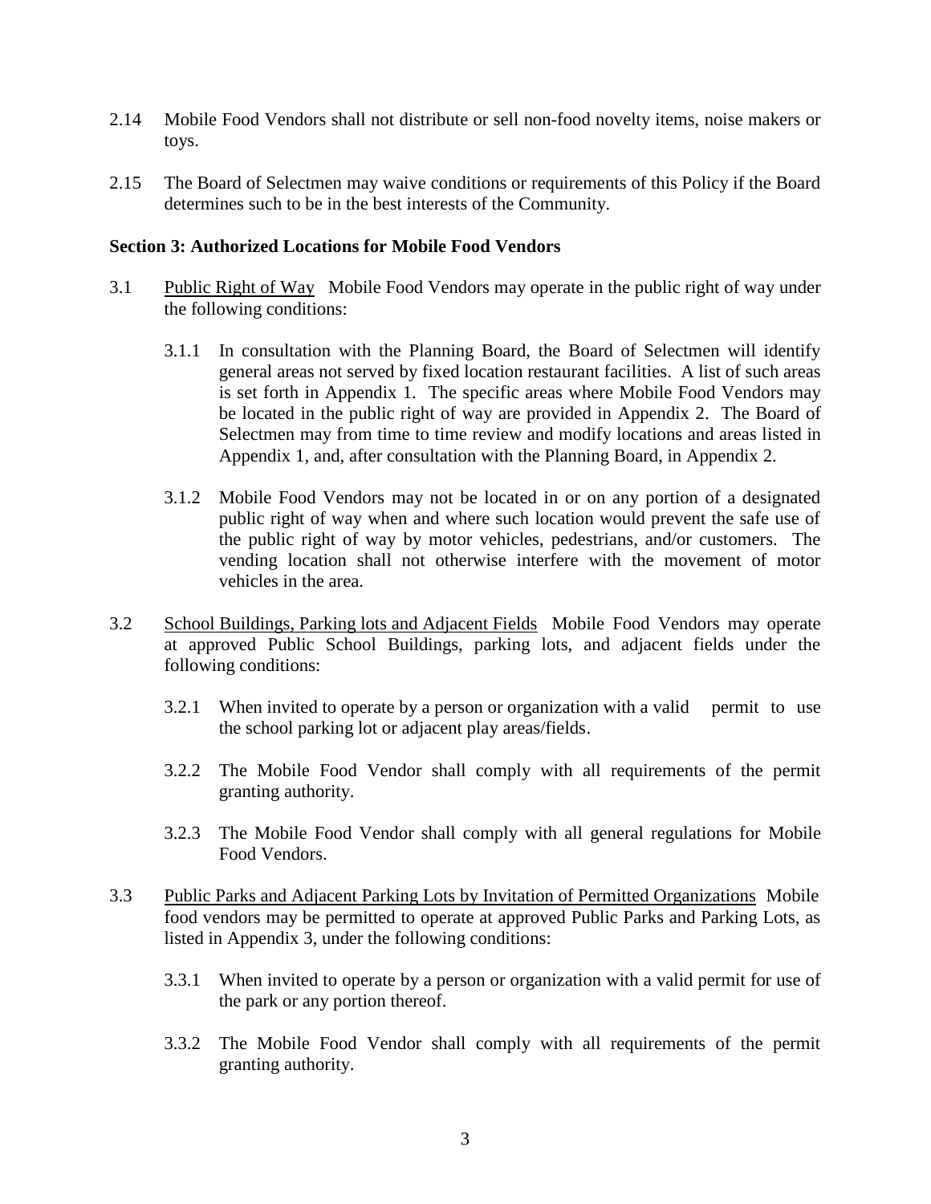2.14 Mobile Food Vendors shall not distribute or sell non-food novelty items, noise makers or toys.

2.15 The Board of Selectmen may waive conditions or requirements of this Policy if the Board determines such to be in the best interests of the Community.

**Section 3: Authorized Locations for Mobile Food Vendors**

3.1 Public Right of Way Mobile Food Vendors may operate in the public right of way under the following conditions:

3.1.1 In consultation with the Planning Board, the Board of Selectmen will identify general areas not served by fixed location restaurant facilities. A list of such areas is set forth in Appendix 1. The specific areas where Mobile Food Vendors may be located in the public right of way are provided in Appendix 2. The Board of Selectmen may from time to time review and modify locations and areas listed in Appendix 1, and, after consultation with the Planning Board, in Appendix 2.

3.1.2 Mobile Food Vendors may not be located in or on any portion of a designated public right of way when and where such location would prevent the safe use of the public right of way by motor vehicles, pedestrians, and/or customers. The vending location shall not otherwise interfere with the movement of motor vehicles in the area.

3.2 School Buildings, Parking lots and Adjacent Fields Mobile Food Vendors may operate at approved Public School Buildings, parking lots, and adjacent fields under the following conditions:

3.2.1 When invited to operate by a person or organization with a valid permit to use the school parking lot or adjacent play areas/fields.

3.2.2 The Mobile Food Vendor shall comply with all requirements of the permit granting authority.

3.2.3 The Mobile Food Vendor shall comply with all general regulations for Mobile Food Vendors.

3.3 Public Parks and Adjacent Parking Lots by Invitation of Permitted Organizations Mobile food vendors may be permitted to operate at approved Public Parks and Parking Lots, as listed in Appendix 3, under the following conditions:

3.3.1 When invited to operate by a person or organization with a valid permit for use of the park or any portion thereof.

3.3.2 The Mobile Food Vendor shall comply with all requirements of the permit granting authority.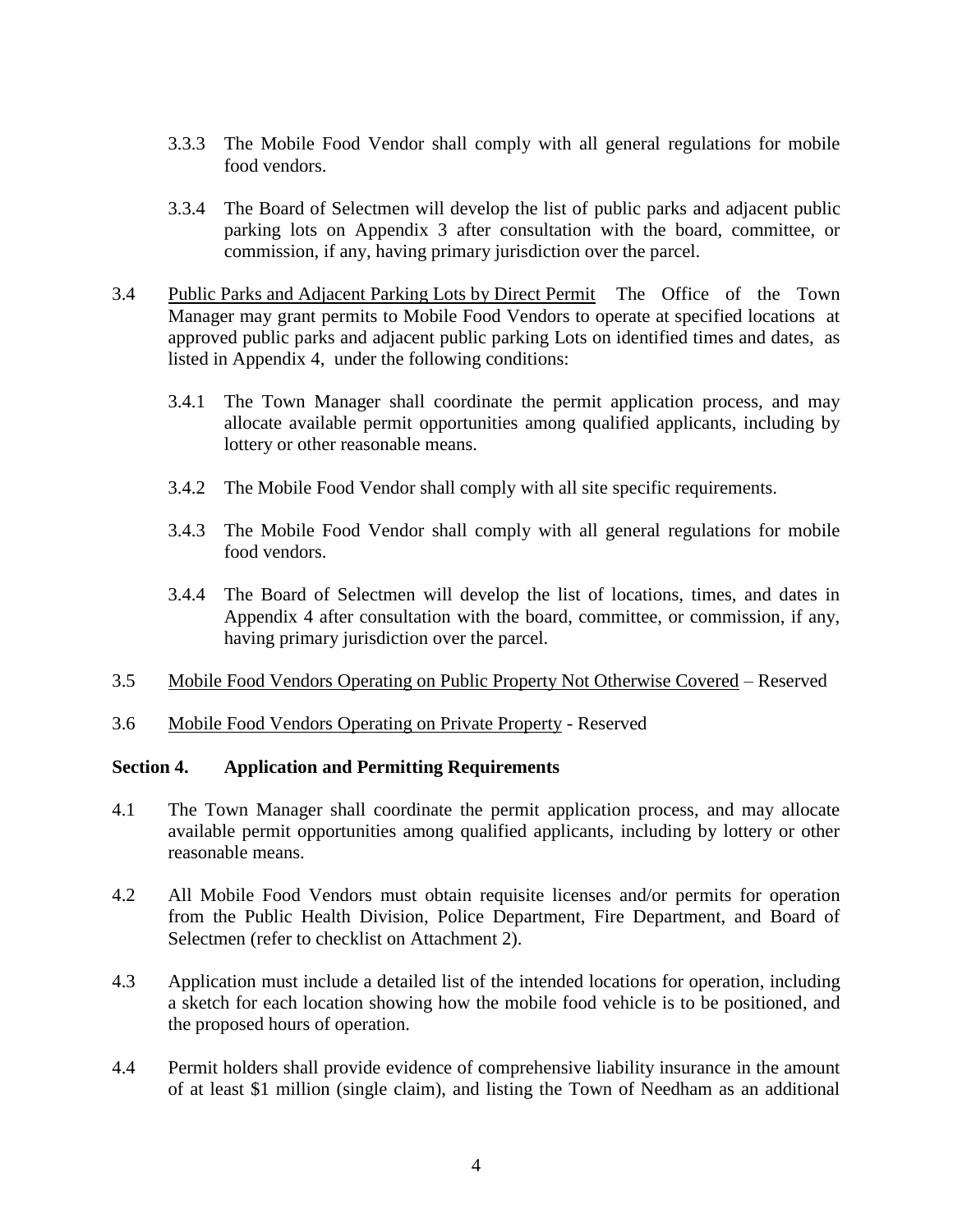3.3.3 The Mobile Food Vendor shall comply with all general regulations for mobile food vendors.

3.3.4 The Board of Selectmen will develop the list of public parks and adjacent public parking lots on Appendix 3 after consultation with the board, committee, or commission, if any, having primary jurisdiction over the parcel.

3.4 Public Parks and Adjacent Parking Lots by Direct Permit The Office of the Town Manager may grant permits to Mobile Food Vendors to operate at specified locations at approved public parks and adjacent public parking Lots on identified times and dates, as listed in Appendix 4, under the following conditions:

3.4.1 The Town Manager shall coordinate the permit application process, and may allocate available permit opportunities among qualified applicants, including by lottery or other reasonable means.

3.4.2 The Mobile Food Vendor shall comply with all site specific requirements.

3.4.3 The Mobile Food Vendor shall comply with all general regulations for mobile food vendors.

3.4.4 The Board of Selectmen will develop the list of locations, times, and dates in Appendix 4 after consultation with the board, committee, or commission, if any, having primary jurisdiction over the parcel.

3.5 Mobile Food Vendors Operating on Public Property Not Otherwise Covered – Reserved

3.6 Mobile Food Vendors Operating on Private Property - Reserved

## Section 4. Application and Permitting Requirements

4.1 The Town Manager shall coordinate the permit application process, and may allocate available permit opportunities among qualified applicants, including by lottery or other reasonable means.

4.2 All Mobile Food Vendors must obtain requisite licenses and/or permits for operation from the Public Health Division, Police Department, Fire Department, and Board of Selectmen (refer to checklist on Attachment 2).

4.3 Application must include a detailed list of the intended locations for operation, including a sketch for each location showing how the mobile food vehicle is to be positioned, and the proposed hours of operation.

4.4 Permit holders shall provide evidence of comprehensive liability insurance in the amount of at least $1 million (single claim), and listing the Town of Needham as an additional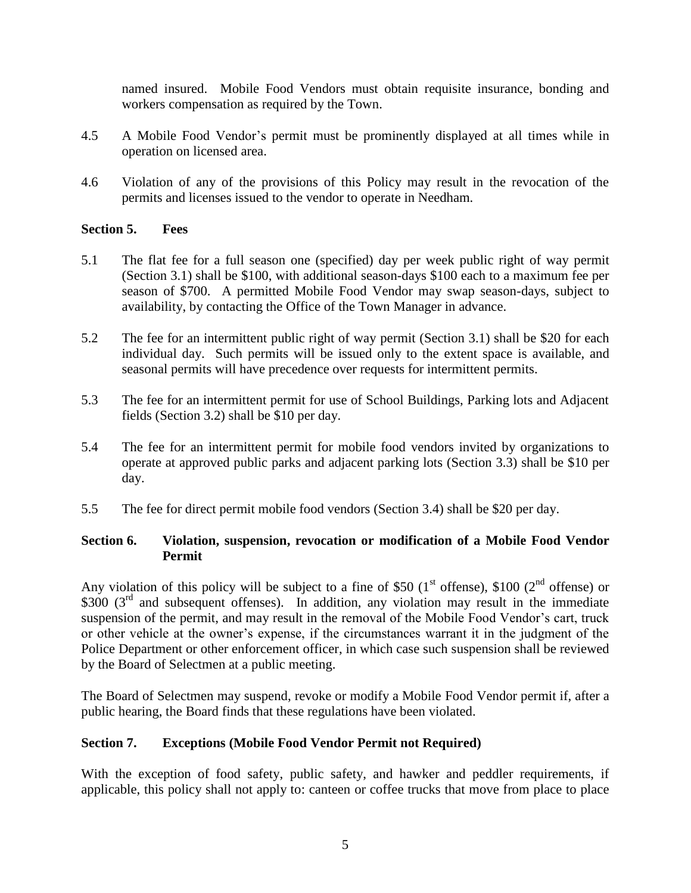named insured. Mobile Food Vendors must obtain requisite insurance, bonding and workers compensation as required by the Town.

4.5 A Mobile Food Vendor's permit must be prominently displayed at all times while in operation on licensed area.

4.6 Violation of any of the provisions of this Policy may result in the revocation of the permits and licenses issued to the vendor to operate in Needham.

**Section 5. Fees**

5.1 The flat fee for a full season one (specified) day per week public right of way permit (Section 3.1) shall be $100, with additional season-days $100 each to a maximum fee per season of $700. A permitted Mobile Food Vendor may swap season-days, subject to availability, by contacting the Office of the Town Manager in advance.

5.2 The fee for an intermittent public right of way permit (Section 3.1) shall be $20 for each individual day. Such permits will be issued only to the extent space is available, and seasonal permits will have precedence over requests for intermittent permits.

5.3 The fee for an intermittent permit for use of School Buildings, Parking lots and Adjacent fields (Section 3.2) shall be $10 per day.

5.4 The fee for an intermittent permit for mobile food vendors invited by organizations to operate at approved public parks and adjacent parking lots (Section 3.3) shall be $10 per day.

5.5 The fee for direct permit mobile food vendors (Section 3.4) shall be $20 per day.

**Section 6. Violation, suspension, revocation or modification of a Mobile Food Vendor Permit**

Any violation of this policy will be subject to a fine of $50 (1st offense), $100 (2nd offense) or $300 (3rd and subsequent offenses). In addition, any violation may result in the immediate suspension of the permit, and may result in the removal of the Mobile Food Vendor's cart, truck or other vehicle at the owner's expense, if the circumstances warrant it in the judgment of the Police Department or other enforcement officer, in which case such suspension shall be reviewed by the Board of Selectmen at a public meeting.

The Board of Selectmen may suspend, revoke or modify a Mobile Food Vendor permit if, after a public hearing, the Board finds that these regulations have been violated.

**Section 7. Exceptions (Mobile Food Vendor Permit not Required)**

With the exception of food safety, public safety, and hawker and peddler requirements, if applicable, this policy shall not apply to: canteen or coffee trucks that move from place to place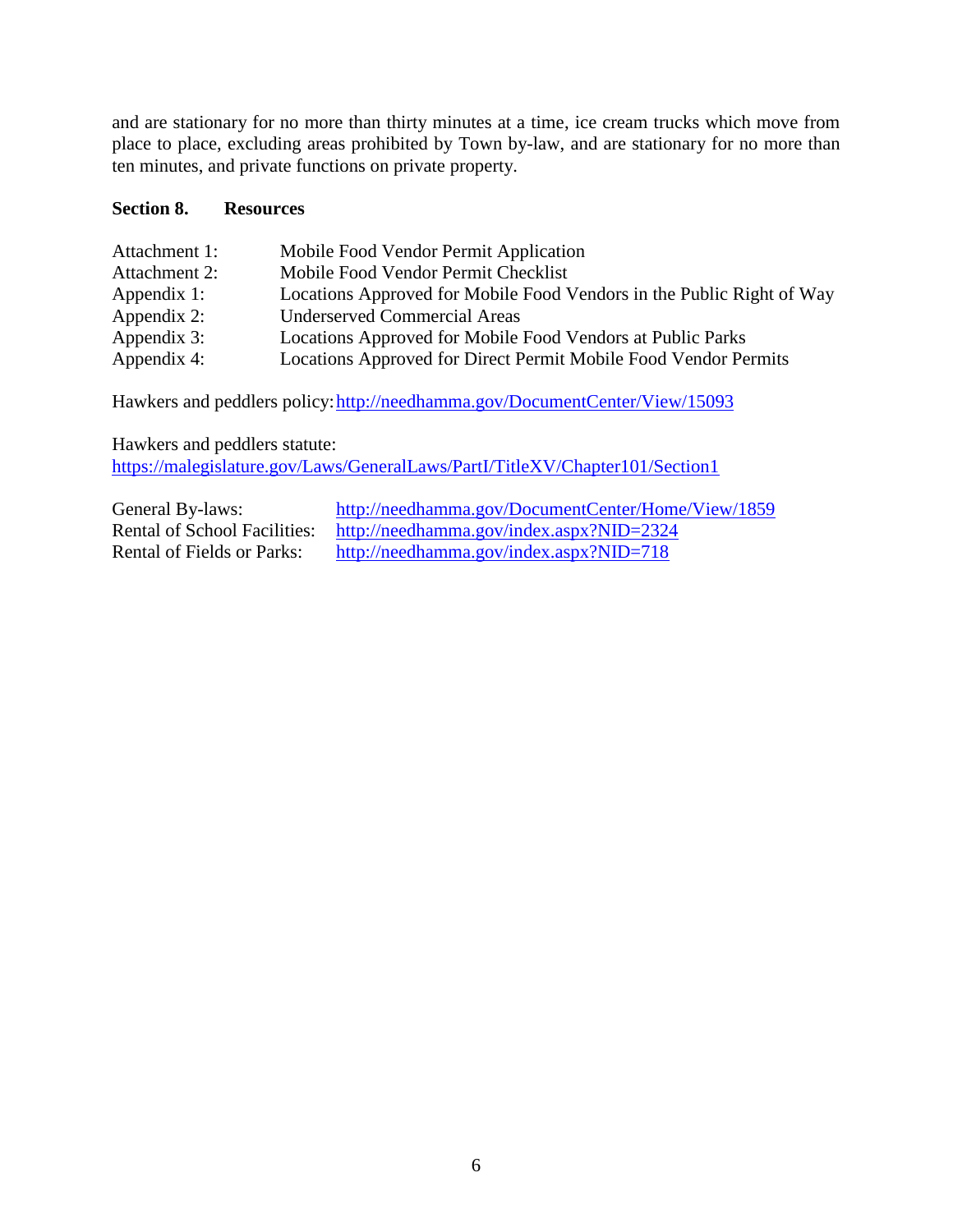and are stationary for no more than thirty minutes at a time, ice cream trucks which move from place to place, excluding areas prohibited by Town by-law, and are stationary for no more than ten minutes, and private functions on private property.

**Section 8. Resources**

| | |
|---|---|
| Attachment 1: | Mobile Food Vendor Permit Application |
| Attachment 2: | Mobile Food Vendor Permit Checklist |
| Appendix 1: | Locations Approved for Mobile Food Vendors in the Public Right of Way |
| Appendix 2: | Underserved Commercial Areas |
| Appendix 3: | Locations Approved for Mobile Food Vendors at Public Parks |
| Appendix 4: | Locations Approved for Direct Permit Mobile Food Vendor Permits |

Hawkers and peddlers policy: http://needhamma.gov/DocumentCenter/View/15093

Hawkers and peddlers statute:
https://malegislature.gov/Laws/GeneralLaws/PartI/TitleXV/Chapter101/Section1

| | |
|---|---|
| General By-laws: | http://needhamma.gov/DocumentCenter/Home/View/1859 |
| Rental of School Facilities: | http://needhamma.gov/index.aspx?NID=2324 |
| Rental of Fields or Parks: | http://needhamma.gov/index.aspx?NID=718 |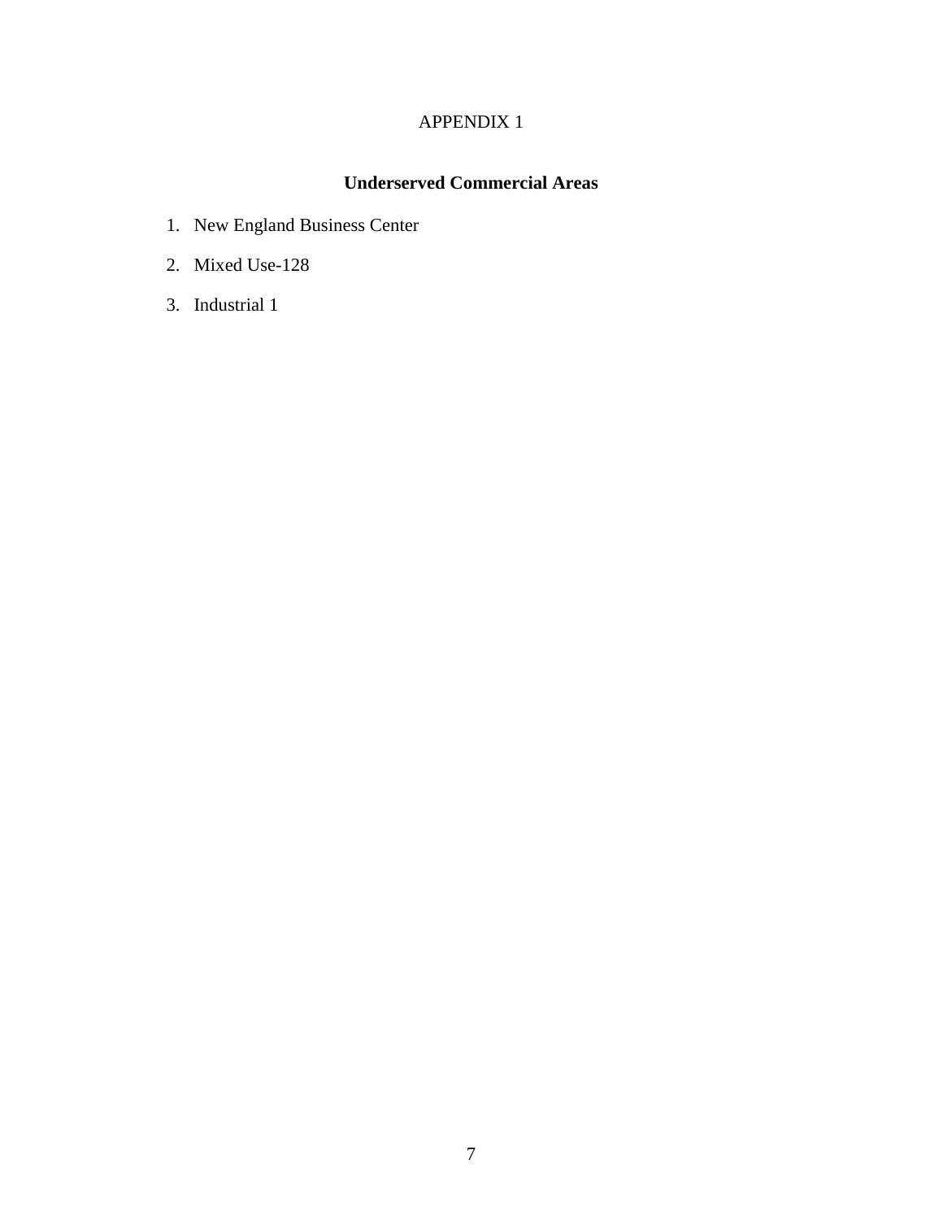APPENDIX 1

## Underserved Commercial Areas

1. New England Business Center
2. Mixed Use-128
3. Industrial 1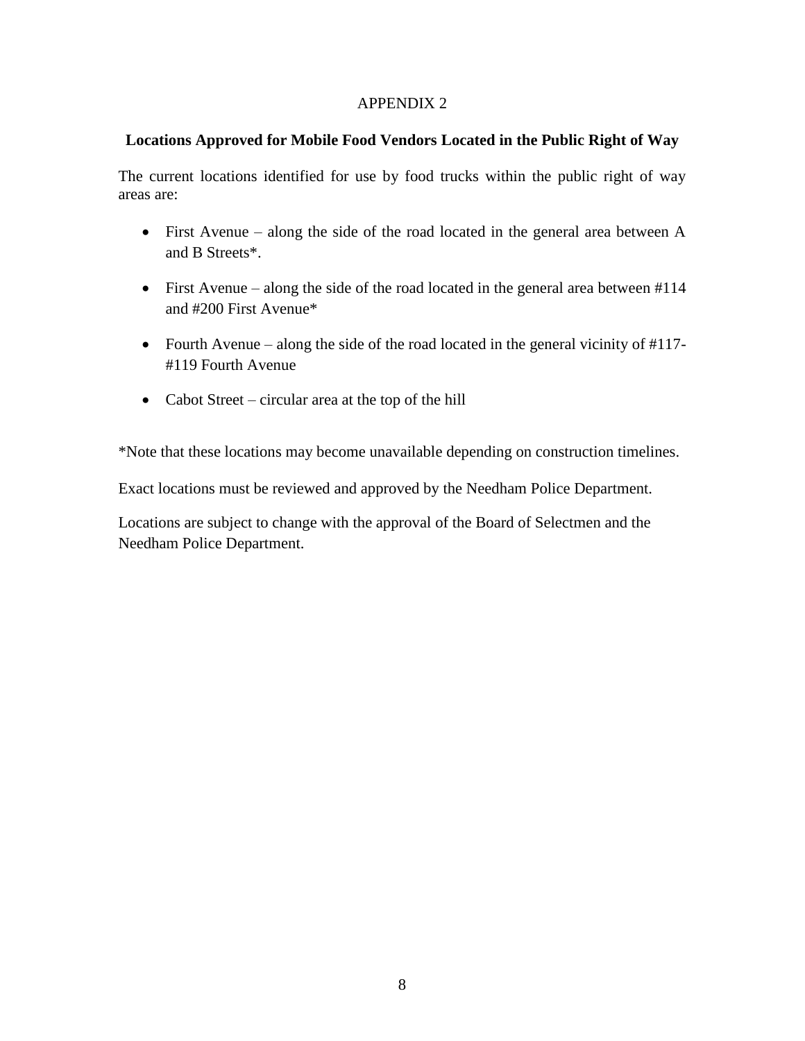APPENDIX 2

**Locations Approved for Mobile Food Vendors Located in the Public Right of Way**

The current locations identified for use by food trucks within the public right of way areas are:

- First Avenue – along the side of the road located in the general area between A and B Streets*.
- First Avenue – along the side of the road located in the general area between #114 and #200 First Avenue*
- Fourth Avenue – along the side of the road located in the general vicinity of #117-#119 Fourth Avenue
- Cabot Street – circular area at the top of the hill

*Note that these locations may become unavailable depending on construction timelines.

Exact locations must be reviewed and approved by the Needham Police Department.

Locations are subject to change with the approval of the Board of Selectmen and the Needham Police Department.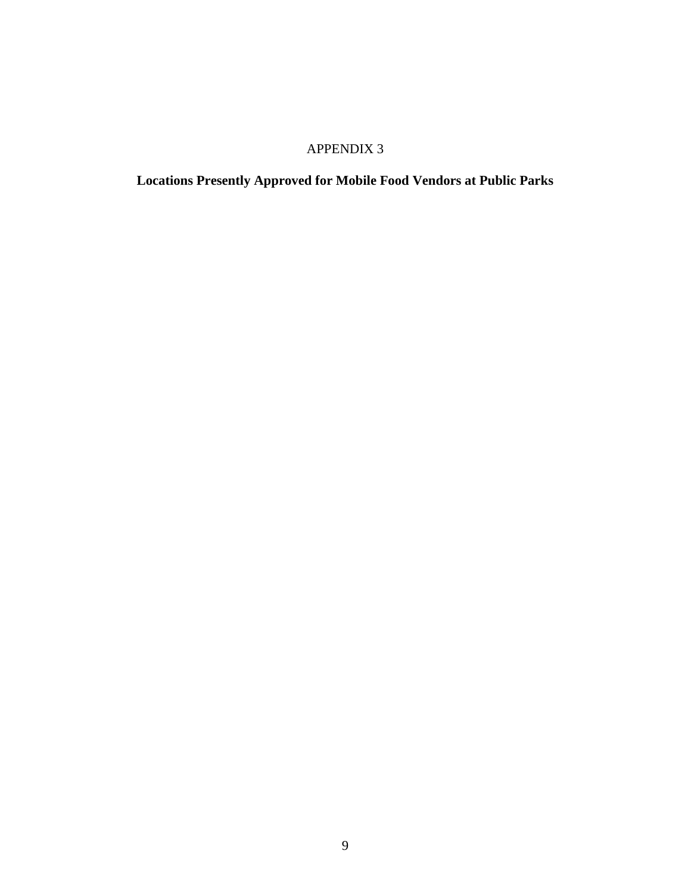APPENDIX 3

**Locations Presently Approved for Mobile Food Vendors at Public Parks**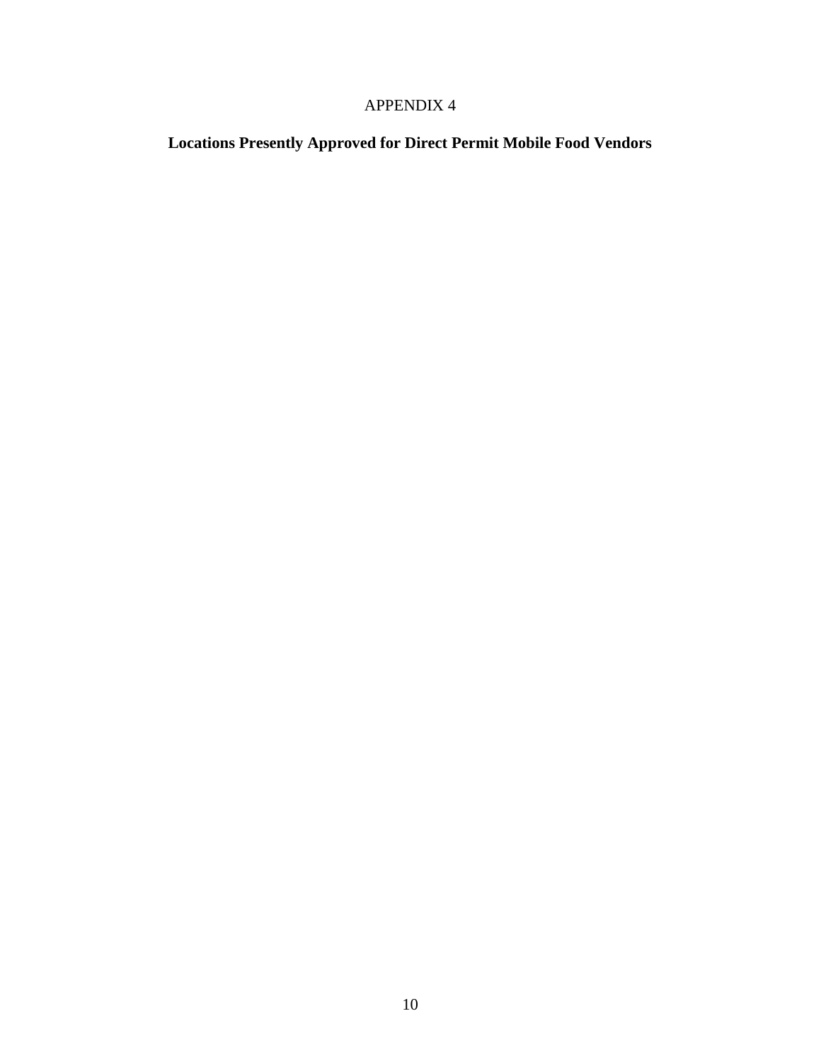APPENDIX 4

**Locations Presently Approved for Direct Permit Mobile Food Vendors**